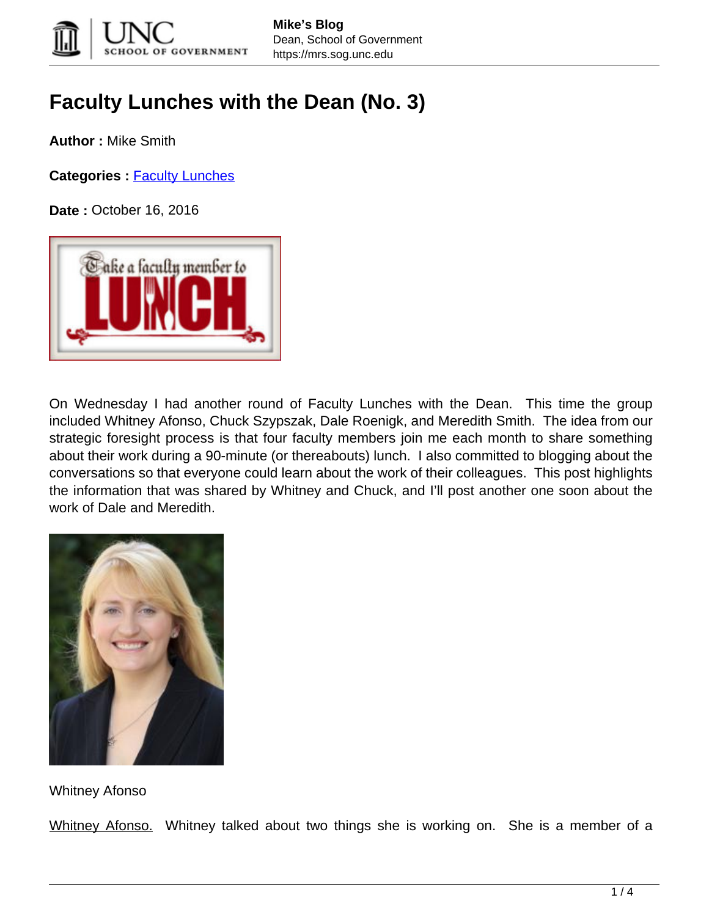# Faculty Lunches with the Dean (No. 3)

**Author :** Mike Smith

**Categories :** Faculty Lunches

**Date :** October 16, 2016

On Wednesday I had another round of Faculty Lunches with the Dean. This time the group included Whitney Afonso, Chuck Szypszak, Dale Roenigk, and Meredith Smith. The idea from our strategic foresight process is that four faculty members join me each month to share something about their work during a 90-minute (or thereabouts) lunch. I also committed to blogging about the conversations so that everyone could learn about the work of their colleagues. This post highlights the information that was shared by Whitney and Chuck, and I'll post another one soon about the work of Dale and Meredith.

Whitney Afonso

Whitney Afonso. Whitney talked about two things she is working on. She is a member of a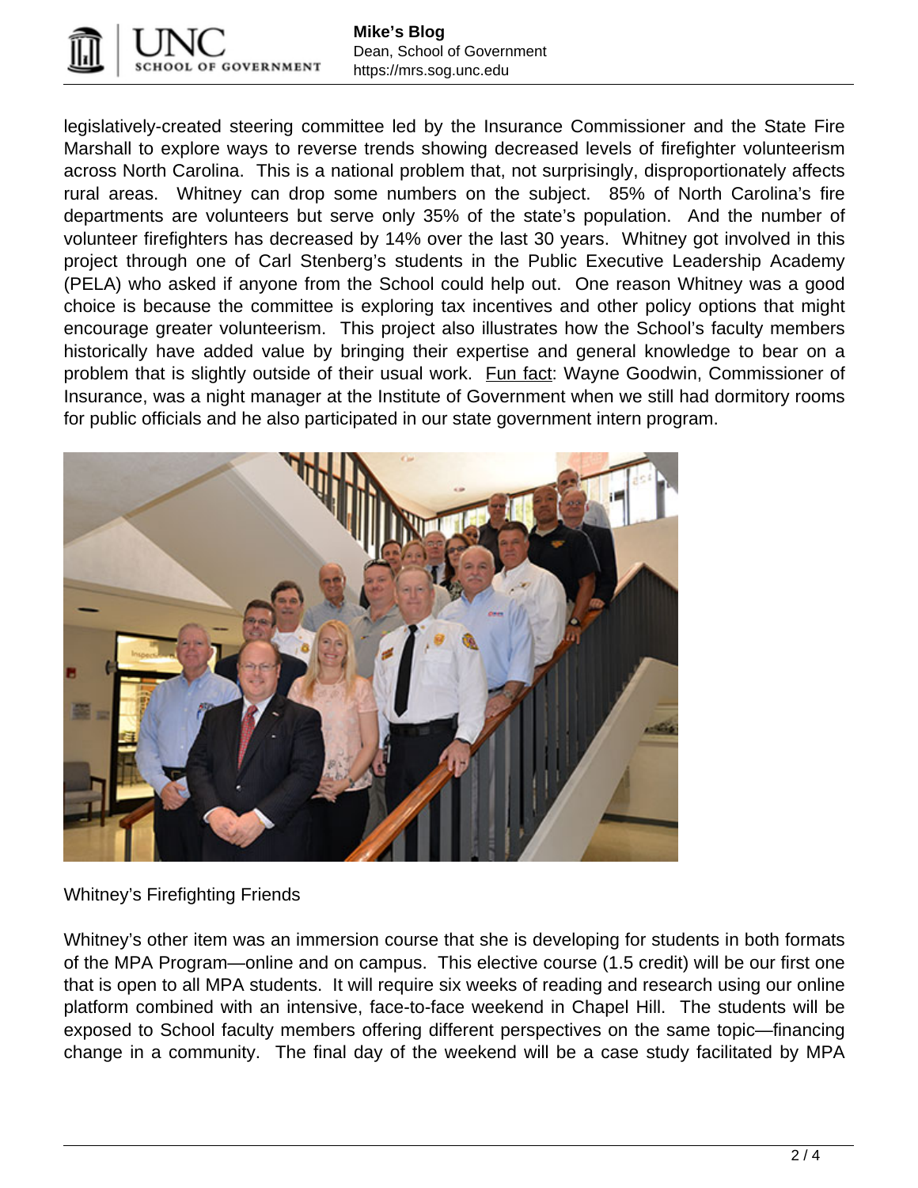legislatively-created steering committee led by the Insurance Commissioner and the State Fire Marshall to explore ways to reverse trends showing decreased levels of firefighter volunteerism across North Carolina. This is a national problem that, not surprisingly, disproportionately affects rural areas. Whitney can drop some numbers on the subject. 85% of North Carolina's fire departments are volunteers but serve only 35% of the state's population. And the number of volunteer firefighters has decreased by 14% over the last 30 years. Whitney got involved in this project through one of Carl Stenberg's students in the Public Executive Leadership Academy (PELA) who asked if anyone from the School could help out. One reason Whitney was a good choice is because the committee is exploring tax incentives and other policy options that might encourage greater volunteerism. This project also illustrates how the School's faculty members historically have added value by bringing their expertise and general knowledge to bear on a problem that is slightly outside of their usual work. Fun fact: Wayne Goodwin, Commissioner of Insurance, was a night manager at the Institute of Government when we still had dormitory rooms for public officials and he also participated in our state government intern program.

Whitney's Firefighting Friends

Whitney's other item was an immersion course that she is developing for students in both formats of the MPA Program—online and on campus. This elective course (1.5 credit) will be our first one that is open to all MPA students. It will require six weeks of reading and research using our online platform combined with an intensive, face-to-face weekend in Chapel Hill. The students will be exposed to School faculty members offering different perspectives on the same topic—financing change in a community. The final day of the weekend will be a case study facilitated by MPA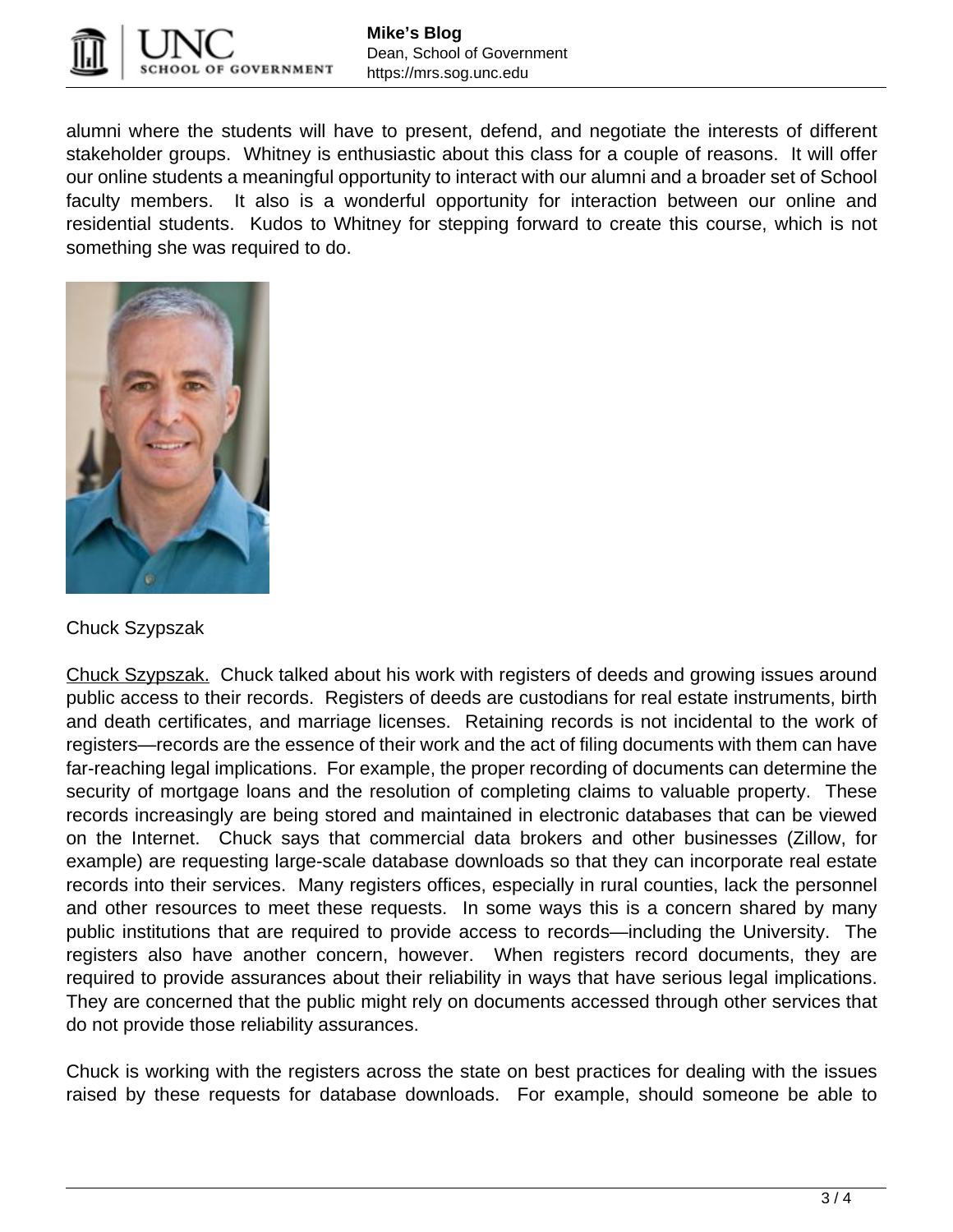alumni where the students will have to present, defend, and negotiate the interests of different stakeholder groups. Whitney is enthusiastic about this class for a couple of reasons. It will offer our online students a meaningful opportunity to interact with our alumni and a broader set of School faculty members. It also is a wonderful opportunity for interaction between our online and residential students. Kudos to Whitney for stepping forward to create this course, which is not something she was required to do.

Chuck Szypszak

Chuck Szypszak. Chuck talked about his work with registers of deeds and growing issues around public access to their records. Registers of deeds are custodians for real estate instruments, birth and death certificates, and marriage licenses. Retaining records is not incidental to the work of registers—records are the essence of their work and the act of filing documents with them can have far-reaching legal implications. For example, the proper recording of documents can determine the security of mortgage loans and the resolution of completing claims to valuable property. These records increasingly are being stored and maintained in electronic databases that can be viewed on the Internet. Chuck says that commercial data brokers and other businesses (Zillow, for example) are requesting large-scale database downloads so that they can incorporate real estate records into their services. Many registers offices, especially in rural counties, lack the personnel and other resources to meet these requests. In some ways this is a concern shared by many public institutions that are required to provide access to records—including the University. The registers also have another concern, however. When registers record documents, they are required to provide assurances about their reliability in ways that have serious legal implications. They are concerned that the public might rely on documents accessed through other services that do not provide those reliability assurances.

Chuck is working with the registers across the state on best practices for dealing with the issues raised by these requests for database downloads. For example, should someone be able to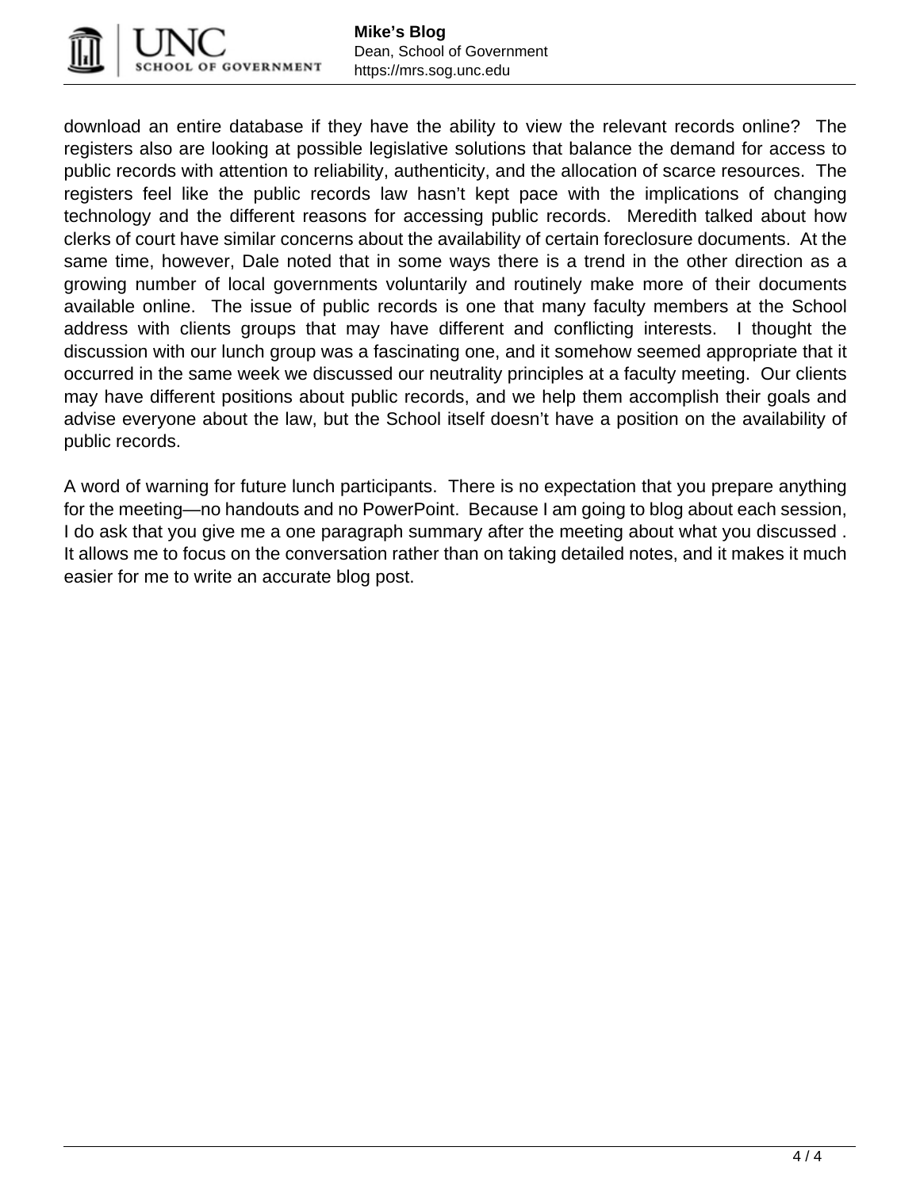download an entire database if they have the ability to view the relevant records online? The registers also are looking at possible legislative solutions that balance the demand for access to public records with attention to reliability, authenticity, and the allocation of scarce resources. The registers feel like the public records law hasn't kept pace with the implications of changing technology and the different reasons for accessing public records. Meredith talked about how clerks of court have similar concerns about the availability of certain foreclosure documents. At the same time, however, Dale noted that in some ways there is a trend in the other direction as a growing number of local governments voluntarily and routinely make more of their documents available online. The issue of public records is one that many faculty members at the School address with clients groups that may have different and conflicting interests. I thought the discussion with our lunch group was a fascinating one, and it somehow seemed appropriate that it occurred in the same week we discussed our neutrality principles at a faculty meeting. Our clients may have different positions about public records, and we help them accomplish their goals and advise everyone about the law, but the School itself doesn't have a position on the availability of public records.

A word of warning for future lunch participants. There is no expectation that you prepare anything for the meeting—no handouts and no PowerPoint. Because I am going to blog about each session, I do ask that you give me a one paragraph summary after the meeting about what you discussed . It allows me to focus on the conversation rather than on taking detailed notes, and it makes it much easier for me to write an accurate blog post.